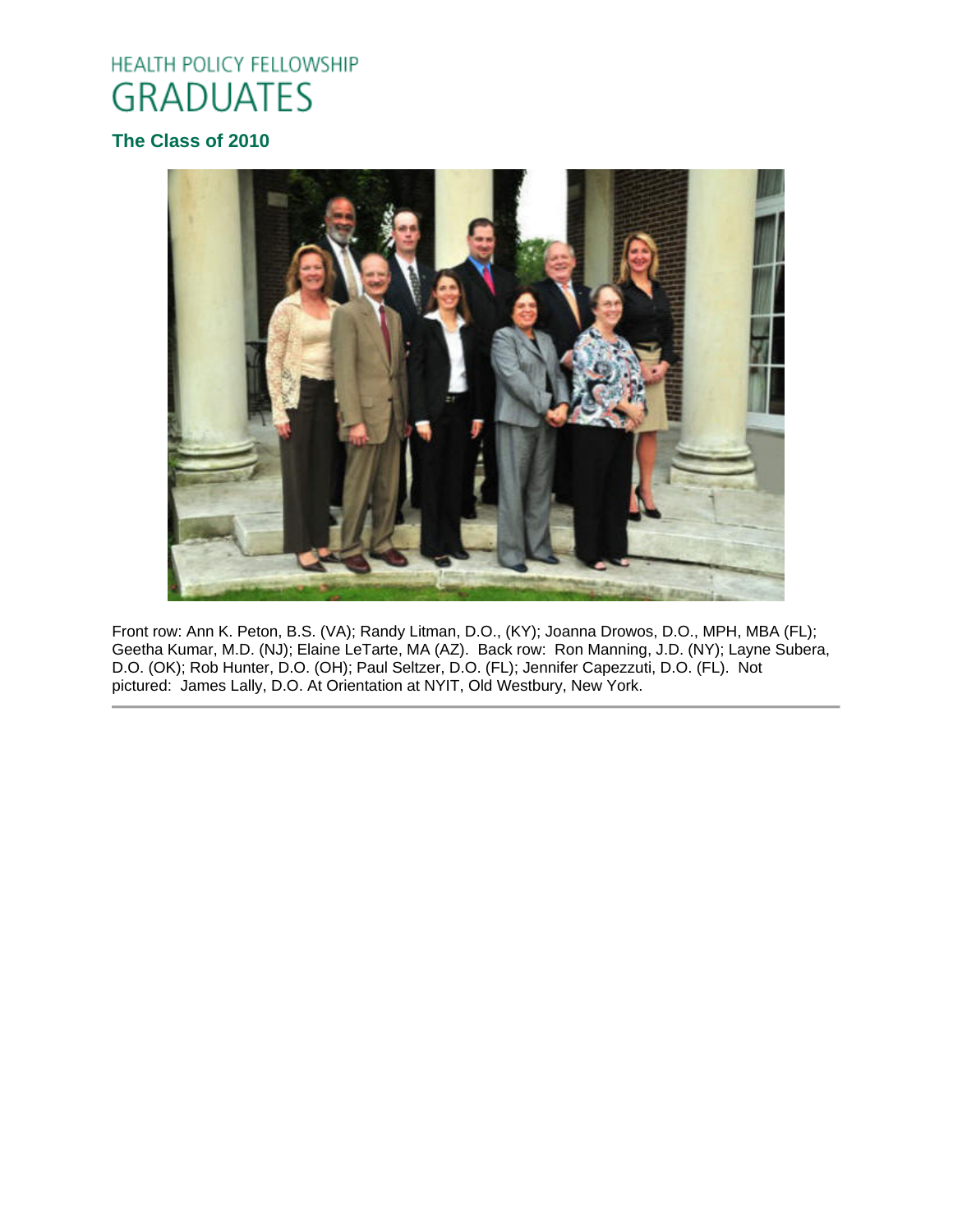HEALTH POLICY FELLOWSHIP

# GRADUATES

## The Class of 2010

Front row: Ann K. Peton, B.S. (VA); Randy Litman, D.O., (KY); Joanna Drowos, D.O., MPH, MBA (FL); Geetha Kumar, M.D. (NJ); Elaine LeTarte, MA (AZ). Back row: Ron Manning, J.D. (NY); Layne Subera, D.O. (OK); Rob Hunter, D.O. (OH); Paul Seltzer, D.O. (FL); Jennifer Capezzuti, D.O. (FL). Not pictured: James Lally, D.O. At Orientation at NYIT, Old Westbury, New York.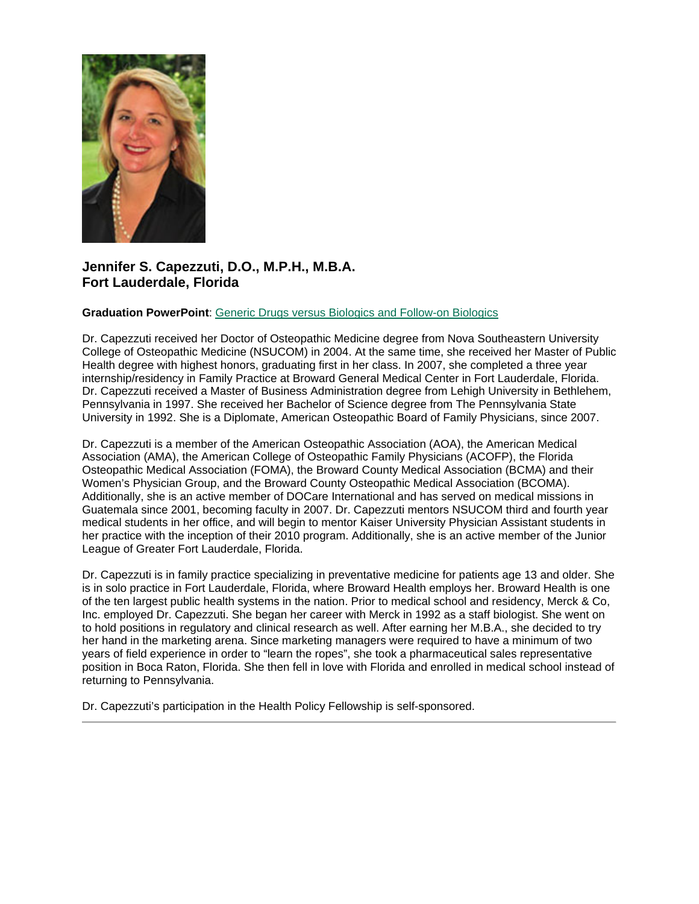**Jennifer S. Capezzuti, D.O., M.P.H., M.B.A.**
**Fort Lauderdale, Florida**

**Graduation PowerPoint**: Generic Drugs versus Biologics and Follow-on Biologics

Dr. Capezzuti received her Doctor of Osteopathic Medicine degree from Nova Southeastern University College of Osteopathic Medicine (NSUCOM) in 2004. At the same time, she received her Master of Public Health degree with highest honors, graduating first in her class. In 2007, she completed a three year internship/residency in Family Practice at Broward General Medical Center in Fort Lauderdale, Florida. Dr. Capezzuti received a Master of Business Administration degree from Lehigh University in Bethlehem, Pennsylvania in 1997. She received her Bachelor of Science degree from The Pennsylvania State University in 1992. She is a Diplomate, American Osteopathic Board of Family Physicians, since 2007.

Dr. Capezzuti is a member of the American Osteopathic Association (AOA), the American Medical Association (AMA), the American College of Osteopathic Family Physicians (ACOFP), the Florida Osteopathic Medical Association (FOMA), the Broward County Medical Association (BCMA) and their Women's Physician Group, and the Broward County Osteopathic Medical Association (BCOMA). Additionally, she is an active member of DOCare International and has served on medical missions in Guatemala since 2001, becoming faculty in 2007. Dr. Capezzuti mentors NSUCOM third and fourth year medical students in her office, and will begin to mentor Kaiser University Physician Assistant students in her practice with the inception of their 2010 program. Additionally, she is an active member of the Junior League of Greater Fort Lauderdale, Florida.

Dr. Capezzuti is in family practice specializing in preventative medicine for patients age 13 and older. She is in solo practice in Fort Lauderdale, Florida, where Broward Health employs her. Broward Health is one of the ten largest public health systems in the nation. Prior to medical school and residency, Merck & Co, Inc. employed Dr. Capezzuti. She began her career with Merck in 1992 as a staff biologist. She went on to hold positions in regulatory and clinical research as well. After earning her M.B.A., she decided to try her hand in the marketing arena. Since marketing managers were required to have a minimum of two years of field experience in order to "learn the ropes", she took a pharmaceutical sales representative position in Boca Raton, Florida. She then fell in love with Florida and enrolled in medical school instead of returning to Pennsylvania.

Dr. Capezzuti's participation in the Health Policy Fellowship is self-sponsored.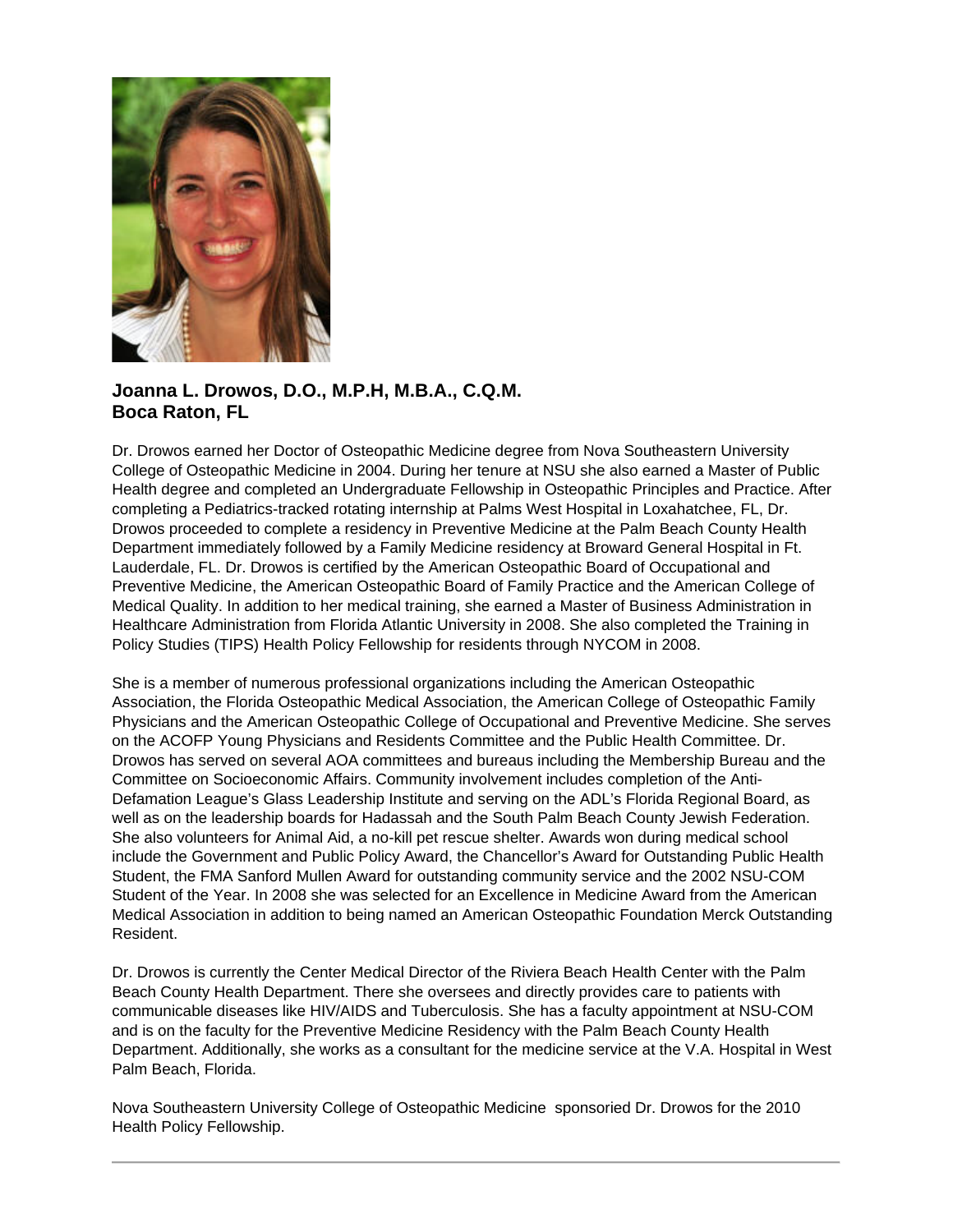**Joanna L. Drowos, D.O., M.P.H, M.B.A., C.Q.M.**
**Boca Raton, FL**

Dr. Drowos earned her Doctor of Osteopathic Medicine degree from Nova Southeastern University College of Osteopathic Medicine in 2004. During her tenure at NSU she also earned a Master of Public Health degree and completed an Undergraduate Fellowship in Osteopathic Principles and Practice. After completing a Pediatrics-tracked rotating internship at Palms West Hospital in Loxahatchee, FL, Dr. Drowos proceeded to complete a residency in Preventive Medicine at the Palm Beach County Health Department immediately followed by a Family Medicine residency at Broward General Hospital in Ft. Lauderdale, FL. Dr. Drowos is certified by the American Osteopathic Board of Occupational and Preventive Medicine, the American Osteopathic Board of Family Practice and the American College of Medical Quality. In addition to her medical training, she earned a Master of Business Administration in Healthcare Administration from Florida Atlantic University in 2008. She also completed the Training in Policy Studies (TIPS) Health Policy Fellowship for residents through NYCOM in 2008.

She is a member of numerous professional organizations including the American Osteopathic Association, the Florida Osteopathic Medical Association, the American College of Osteopathic Family Physicians and the American Osteopathic College of Occupational and Preventive Medicine. She serves on the ACOFP Young Physicians and Residents Committee and the Public Health Committee. Dr. Drowos has served on several AOA committees and bureaus including the Membership Bureau and the Committee on Socioeconomic Affairs. Community involvement includes completion of the Anti-Defamation League's Glass Leadership Institute and serving on the ADL's Florida Regional Board, as well as on the leadership boards for Hadassah and the South Palm Beach County Jewish Federation. She also volunteers for Animal Aid, a no-kill pet rescue shelter. Awards won during medical school include the Government and Public Policy Award, the Chancellor's Award for Outstanding Public Health Student, the FMA Sanford Mullen Award for outstanding community service and the 2002 NSU-COM Student of the Year. In 2008 she was selected for an Excellence in Medicine Award from the American Medical Association in addition to being named an American Osteopathic Foundation Merck Outstanding Resident.

Dr. Drowos is currently the Center Medical Director of the Riviera Beach Health Center with the Palm Beach County Health Department. There she oversees and directly provides care to patients with communicable diseases like HIV/AIDS and Tuberculosis. She has a faculty appointment at NSU-COM and is on the faculty for the Preventive Medicine Residency with the Palm Beach County Health Department. Additionally, she works as a consultant for the medicine service at the V.A. Hospital in West Palm Beach, Florida.

Nova Southeastern University College of Osteopathic Medicine sponsoried Dr. Drowos for the 2010 Health Policy Fellowship.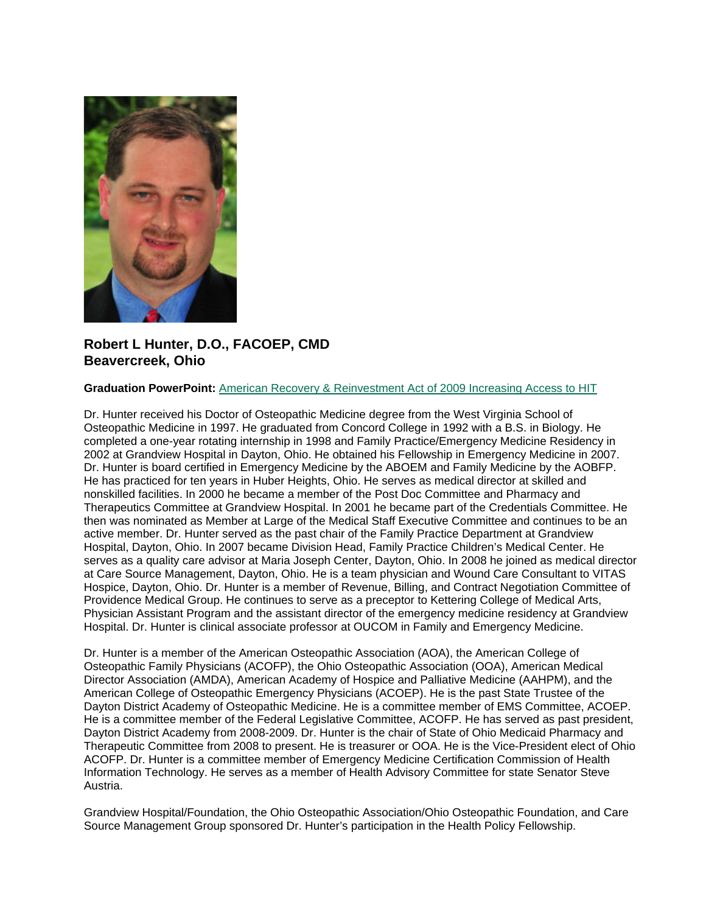### Robert L Hunter, D.O., FACOEP, CMD
### Beavercreek, Ohio

**Graduation PowerPoint:** American Recovery & Reinvestment Act of 2009 Increasing Access to HIT

Dr. Hunter received his Doctor of Osteopathic Medicine degree from the West Virginia School of Osteopathic Medicine in 1997. He graduated from Concord College in 1992 with a B.S. in Biology. He completed a one-year rotating internship in 1998 and Family Practice/Emergency Medicine Residency in 2002 at Grandview Hospital in Dayton, Ohio. He obtained his Fellowship in Emergency Medicine in 2007. Dr. Hunter is board certified in Emergency Medicine by the ABOEM and Family Medicine by the AOBFP. He has practiced for ten years in Huber Heights, Ohio. He serves as medical director at skilled and nonskilled facilities. In 2000 he became a member of the Post Doc Committee and Pharmacy and Therapeutics Committee at Grandview Hospital. In 2001 he became part of the Credentials Committee. He then was nominated as Member at Large of the Medical Staff Executive Committee and continues to be an active member. Dr. Hunter served as the past chair of the Family Practice Department at Grandview Hospital, Dayton, Ohio. In 2007 became Division Head, Family Practice Children's Medical Center. He serves as a quality care advisor at Maria Joseph Center, Dayton, Ohio. In 2008 he joined as medical director at Care Source Management, Dayton, Ohio. He is a team physician and Wound Care Consultant to VITAS Hospice, Dayton, Ohio. Dr. Hunter is a member of Revenue, Billing, and Contract Negotiation Committee of Providence Medical Group. He continues to serve as a preceptor to Kettering College of Medical Arts, Physician Assistant Program and the assistant director of the emergency medicine residency at Grandview Hospital. Dr. Hunter is clinical associate professor at OUCOM in Family and Emergency Medicine.

Dr. Hunter is a member of the American Osteopathic Association (AOA), the American College of Osteopathic Family Physicians (ACOFP), the Ohio Osteopathic Association (OOA), American Medical Director Association (AMDA), American Academy of Hospice and Palliative Medicine (AAHPM), and the American College of Osteopathic Emergency Physicians (ACOEP). He is the past State Trustee of the Dayton District Academy of Osteopathic Medicine. He is a committee member of EMS Committee, ACOEP. He is a committee member of the Federal Legislative Committee, ACOFP. He has served as past president, Dayton District Academy from 2008-2009. Dr. Hunter is the chair of State of Ohio Medicaid Pharmacy and Therapeutic Committee from 2008 to present. He is treasurer or OOA. He is the Vice-President elect of Ohio ACOFP. Dr. Hunter is a committee member of Emergency Medicine Certification Commission of Health Information Technology. He serves as a member of Health Advisory Committee for state Senator Steve Austria.

Grandview Hospital/Foundation, the Ohio Osteopathic Association/Ohio Osteopathic Foundation, and Care Source Management Group sponsored Dr. Hunter's participation in the Health Policy Fellowship.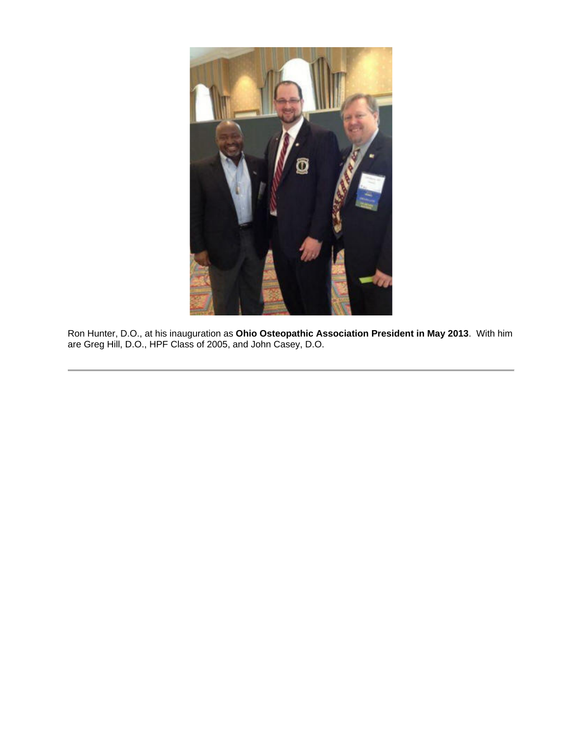Ron Hunter, D.O., at his inauguration as **Ohio Osteopathic Association President in May 2013**. With him are Greg Hill, D.O., HPF Class of 2005, and John Casey, D.O.

---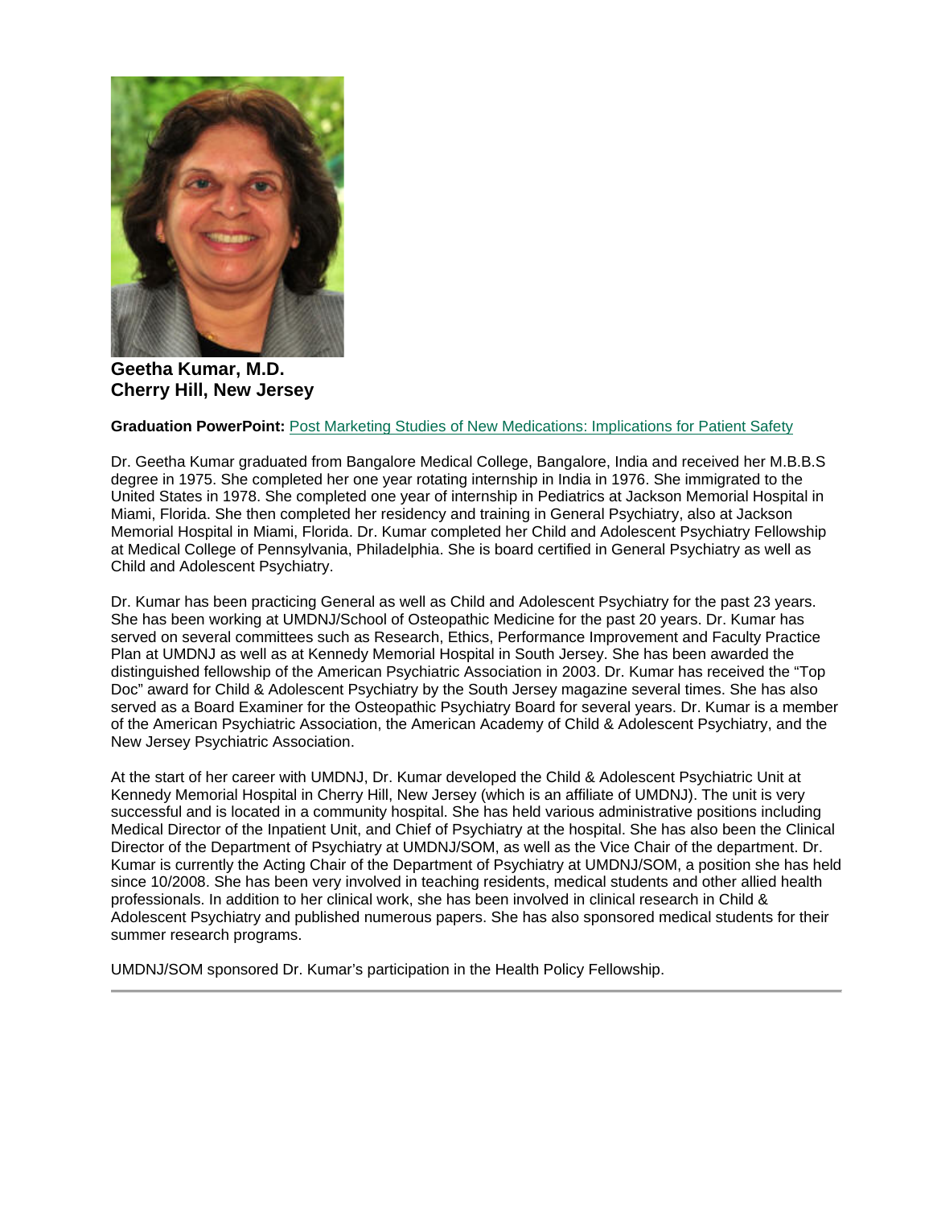**Geetha Kumar, M.D.**
**Cherry Hill, New Jersey**

**Graduation PowerPoint:** Post Marketing Studies of New Medications: Implications for Patient Safety

Dr. Geetha Kumar graduated from Bangalore Medical College, Bangalore, India and received her M.B.B.S degree in 1975. She completed her one year rotating internship in India in 1976. She immigrated to the United States in 1978. She completed one year of internship in Pediatrics at Jackson Memorial Hospital in Miami, Florida. She then completed her residency and training in General Psychiatry, also at Jackson Memorial Hospital in Miami, Florida. Dr. Kumar completed her Child and Adolescent Psychiatry Fellowship at Medical College of Pennsylvania, Philadelphia. She is board certified in General Psychiatry as well as Child and Adolescent Psychiatry.

Dr. Kumar has been practicing General as well as Child and Adolescent Psychiatry for the past 23 years. She has been working at UMDNJ/School of Osteopathic Medicine for the past 20 years. Dr. Kumar has served on several committees such as Research, Ethics, Performance Improvement and Faculty Practice Plan at UMDNJ as well as at Kennedy Memorial Hospital in South Jersey. She has been awarded the distinguished fellowship of the American Psychiatric Association in 2003. Dr. Kumar has received the "Top Doc" award for Child & Adolescent Psychiatry by the South Jersey magazine several times. She has also served as a Board Examiner for the Osteopathic Psychiatry Board for several years. Dr. Kumar is a member of the American Psychiatric Association, the American Academy of Child & Adolescent Psychiatry, and the New Jersey Psychiatric Association.

At the start of her career with UMDNJ, Dr. Kumar developed the Child & Adolescent Psychiatric Unit at Kennedy Memorial Hospital in Cherry Hill, New Jersey (which is an affiliate of UMDNJ). The unit is very successful and is located in a community hospital. She has held various administrative positions including Medical Director of the Inpatient Unit, and Chief of Psychiatry at the hospital. She has also been the Clinical Director of the Department of Psychiatry at UMDNJ/SOM, as well as the Vice Chair of the department. Dr. Kumar is currently the Acting Chair of the Department of Psychiatry at UMDNJ/SOM, a position she has held since 10/2008. She has been very involved in teaching residents, medical students and other allied health professionals. In addition to her clinical work, she has been involved in clinical research in Child & Adolescent Psychiatry and published numerous papers. She has also sponsored medical students for their summer research programs.

UMDNJ/SOM sponsored Dr. Kumar's participation in the Health Policy Fellowship.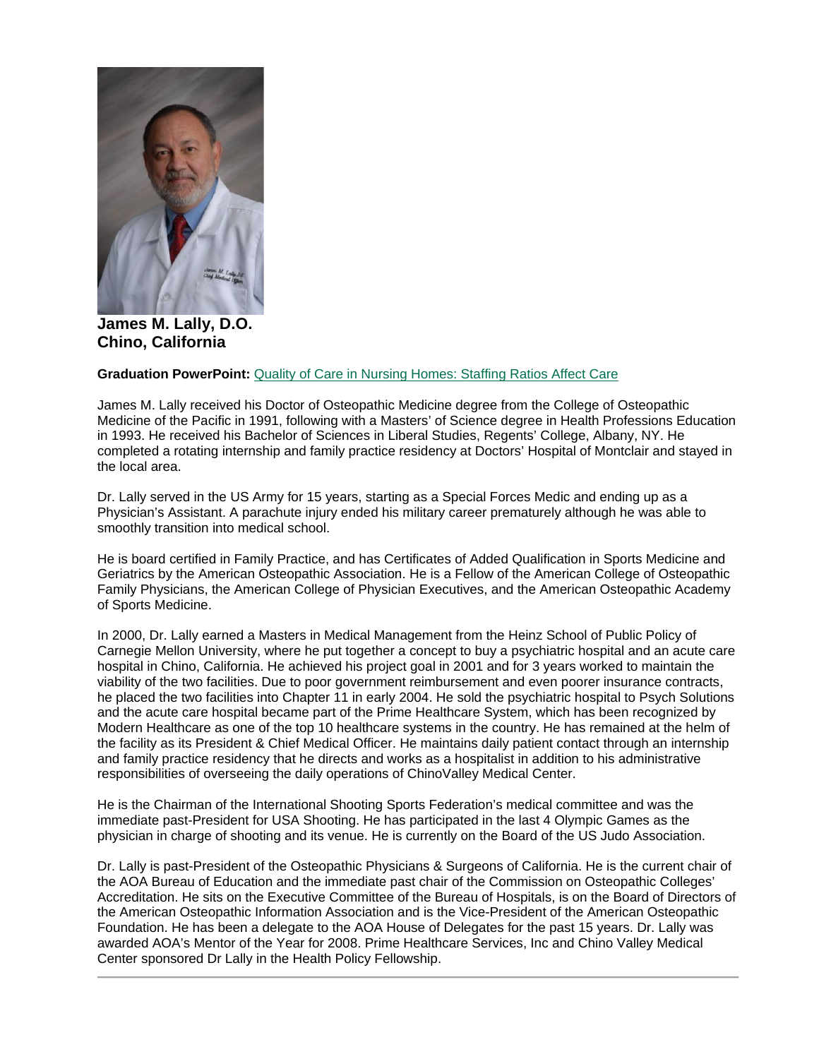**James M. Lally, D.O.**
**Chino, California**

**Graduation PowerPoint:** Quality of Care in Nursing Homes: Staffing Ratios Affect Care

James M. Lally received his Doctor of Osteopathic Medicine degree from the College of Osteopathic Medicine of the Pacific in 1991, following with a Masters' of Science degree in Health Professions Education in 1993. He received his Bachelor of Sciences in Liberal Studies, Regents' College, Albany, NY. He completed a rotating internship and family practice residency at Doctors' Hospital of Montclair and stayed in the local area.

Dr. Lally served in the US Army for 15 years, starting as a Special Forces Medic and ending up as a Physician's Assistant. A parachute injury ended his military career prematurely although he was able to smoothly transition into medical school.

He is board certified in Family Practice, and has Certificates of Added Qualification in Sports Medicine and Geriatrics by the American Osteopathic Association. He is a Fellow of the American College of Osteopathic Family Physicians, the American College of Physician Executives, and the American Osteopathic Academy of Sports Medicine.

In 2000, Dr. Lally earned a Masters in Medical Management from the Heinz School of Public Policy of Carnegie Mellon University, where he put together a concept to buy a psychiatric hospital and an acute care hospital in Chino, California. He achieved his project goal in 2001 and for 3 years worked to maintain the viability of the two facilities. Due to poor government reimbursement and even poorer insurance contracts, he placed the two facilities into Chapter 11 in early 2004. He sold the psychiatric hospital to Psych Solutions and the acute care hospital became part of the Prime Healthcare System, which has been recognized by Modern Healthcare as one of the top 10 healthcare systems in the country. He has remained at the helm of the facility as its President & Chief Medical Officer. He maintains daily patient contact through an internship and family practice residency that he directs and works as a hospitalist in addition to his administrative responsibilities of overseeing the daily operations of ChinoValley Medical Center.

He is the Chairman of the International Shooting Sports Federation's medical committee and was the immediate past-President for USA Shooting. He has participated in the last 4 Olympic Games as the physician in charge of shooting and its venue. He is currently on the Board of the US Judo Association.

Dr. Lally is past-President of the Osteopathic Physicians & Surgeons of California. He is the current chair of the AOA Bureau of Education and the immediate past chair of the Commission on Osteopathic Colleges' Accreditation. He sits on the Executive Committee of the Bureau of Hospitals, is on the Board of Directors of the American Osteopathic Information Association and is the Vice-President of the American Osteopathic Foundation. He has been a delegate to the AOA House of Delegates for the past 15 years. Dr. Lally was awarded AOA's Mentor of the Year for 2008. Prime Healthcare Services, Inc and Chino Valley Medical Center sponsored Dr Lally in the Health Policy Fellowship.

---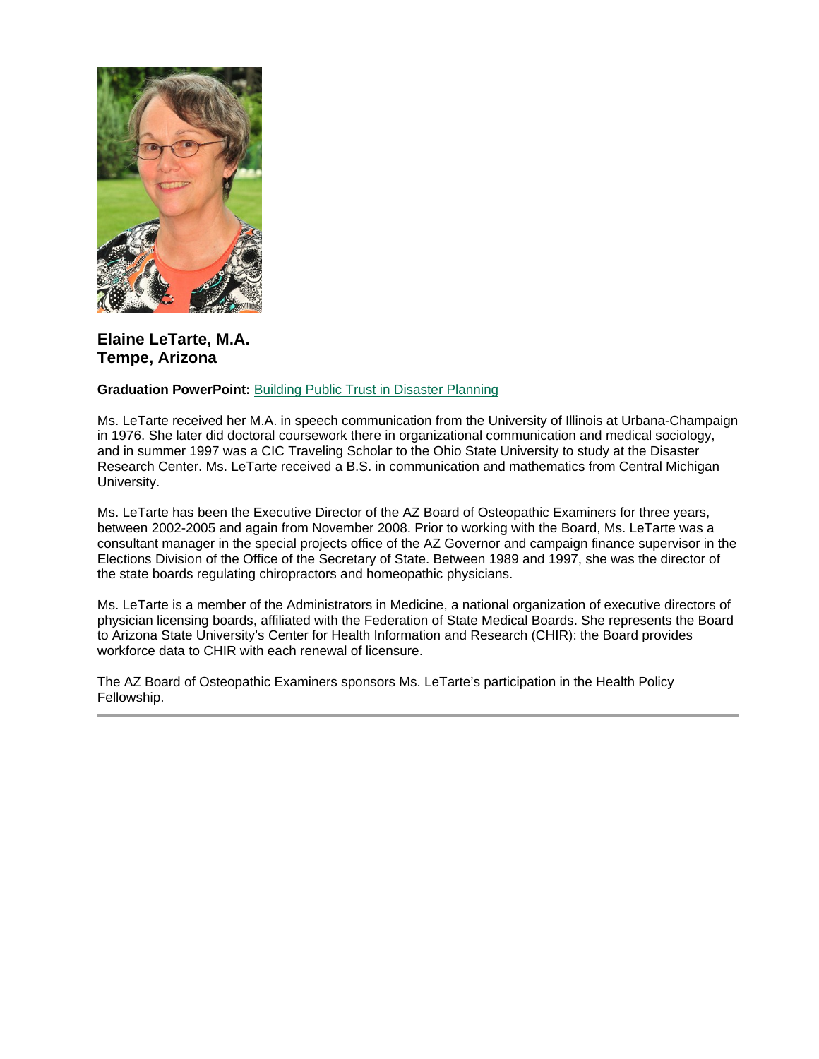**Elaine LeTarte, M.A.**
**Tempe, Arizona**

**Graduation PowerPoint:** Building Public Trust in Disaster Planning

Ms. LeTarte received her M.A. in speech communication from the University of Illinois at Urbana-Champaign in 1976. She later did doctoral coursework there in organizational communication and medical sociology, and in summer 1997 was a CIC Traveling Scholar to the Ohio State University to study at the Disaster Research Center. Ms. LeTarte received a B.S. in communication and mathematics from Central Michigan University.

Ms. LeTarte has been the Executive Director of the AZ Board of Osteopathic Examiners for three years, between 2002-2005 and again from November 2008. Prior to working with the Board, Ms. LeTarte was a consultant manager in the special projects office of the AZ Governor and campaign finance supervisor in the Elections Division of the Office of the Secretary of State. Between 1989 and 1997, she was the director of the state boards regulating chiropractors and homeopathic physicians.

Ms. LeTarte is a member of the Administrators in Medicine, a national organization of executive directors of physician licensing boards, affiliated with the Federation of State Medical Boards. She represents the Board to Arizona State University's Center for Health Information and Research (CHIR): the Board provides workforce data to CHIR with each renewal of licensure.

The AZ Board of Osteopathic Examiners sponsors Ms. LeTarte's participation in the Health Policy Fellowship.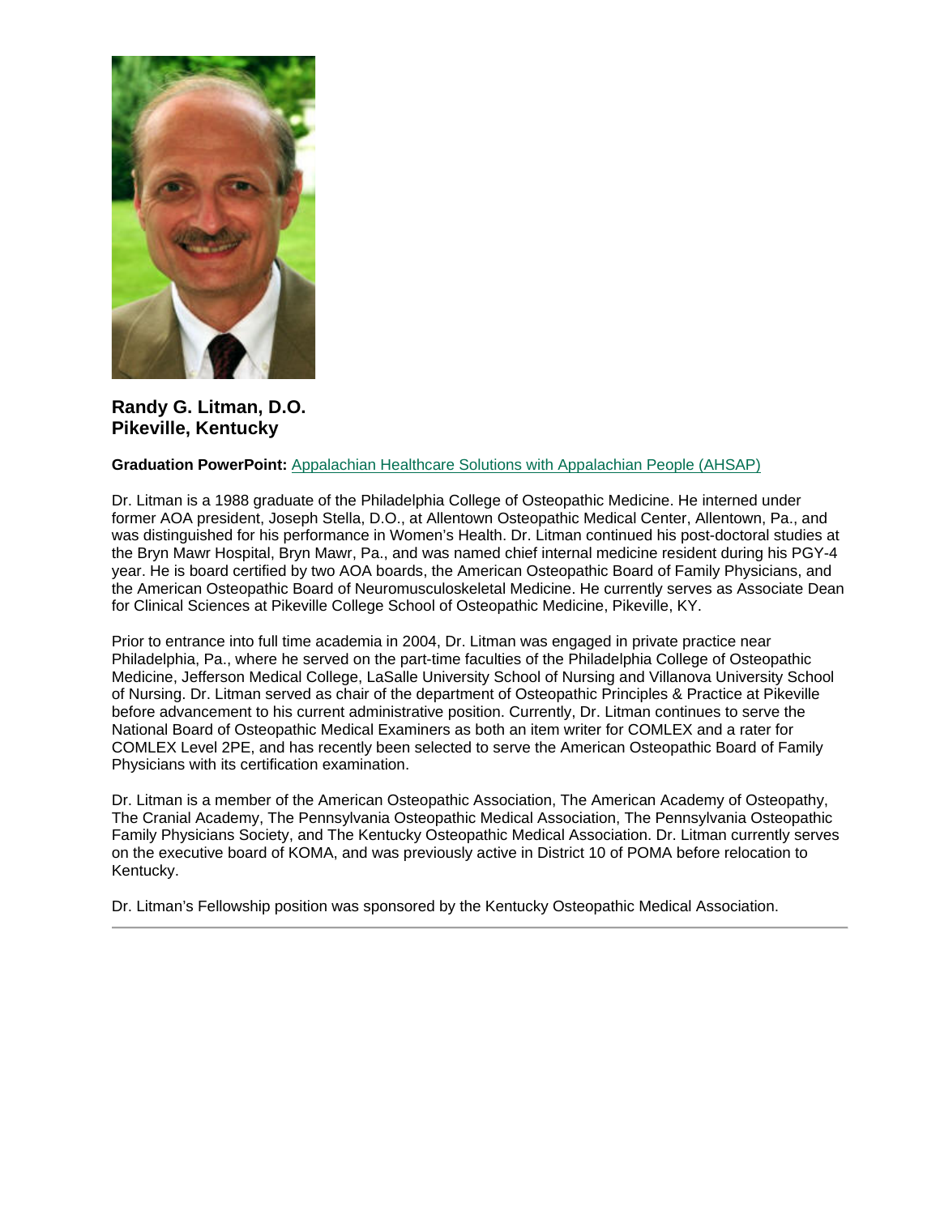**Randy G. Litman, D.O.**
**Pikeville, Kentucky**

**Graduation PowerPoint:** Appalachian Healthcare Solutions with Appalachian People (AHSAP)

Dr. Litman is a 1988 graduate of the Philadelphia College of Osteopathic Medicine. He interned under former AOA president, Joseph Stella, D.O., at Allentown Osteopathic Medical Center, Allentown, Pa., and was distinguished for his performance in Women's Health. Dr. Litman continued his post-doctoral studies at the Bryn Mawr Hospital, Bryn Mawr, Pa., and was named chief internal medicine resident during his PGY-4 year. He is board certified by two AOA boards, the American Osteopathic Board of Family Physicians, and the American Osteopathic Board of Neuromusculoskeletal Medicine. He currently serves as Associate Dean for Clinical Sciences at Pikeville College School of Osteopathic Medicine, Pikeville, KY.

Prior to entrance into full time academia in 2004, Dr. Litman was engaged in private practice near Philadelphia, Pa., where he served on the part-time faculties of the Philadelphia College of Osteopathic Medicine, Jefferson Medical College, LaSalle University School of Nursing and Villanova University School of Nursing. Dr. Litman served as chair of the department of Osteopathic Principles & Practice at Pikeville before advancement to his current administrative position. Currently, Dr. Litman continues to serve the National Board of Osteopathic Medical Examiners as both an item writer for COMLEX and a rater for COMLEX Level 2PE, and has recently been selected to serve the American Osteopathic Board of Family Physicians with its certification examination.

Dr. Litman is a member of the American Osteopathic Association, The American Academy of Osteopathy, The Cranial Academy, The Pennsylvania Osteopathic Medical Association, The Pennsylvania Osteopathic Family Physicians Society, and The Kentucky Osteopathic Medical Association. Dr. Litman currently serves on the executive board of KOMA, and was previously active in District 10 of POMA before relocation to Kentucky.

Dr. Litman's Fellowship position was sponsored by the Kentucky Osteopathic Medical Association.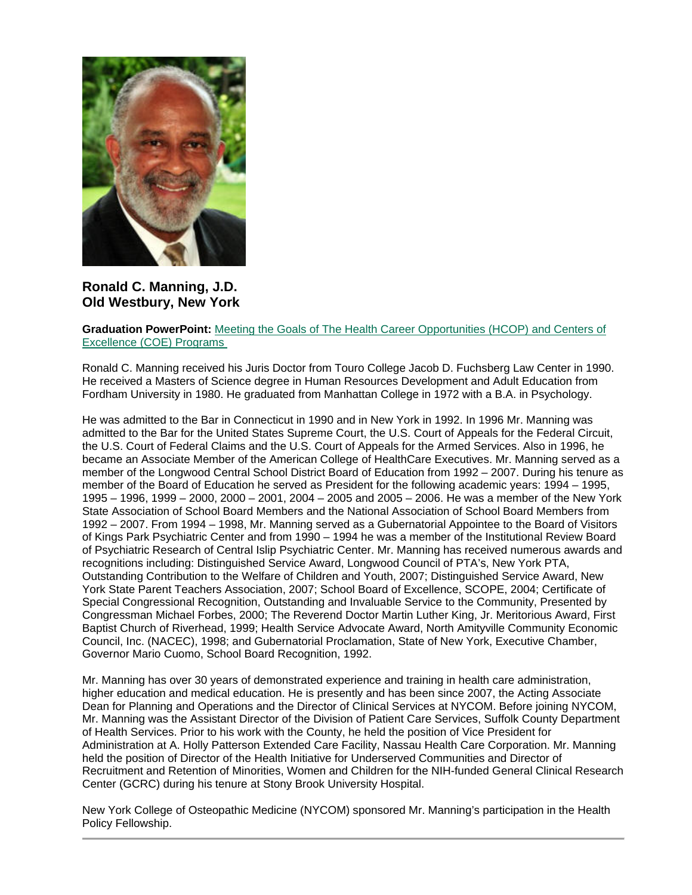**Ronald C. Manning, J.D.**
**Old Westbury, New York**

**Graduation PowerPoint:** Meeting the Goals of The Health Career Opportunities (HCOP) and Centers of Excellence (COE) Programs

Ronald C. Manning received his Juris Doctor from Touro College Jacob D. Fuchsberg Law Center in 1990. He received a Masters of Science degree in Human Resources Development and Adult Education from Fordham University in 1980. He graduated from Manhattan College in 1972 with a B.A. in Psychology.

He was admitted to the Bar in Connecticut in 1990 and in New York in 1992. In 1996 Mr. Manning was admitted to the Bar for the United States Supreme Court, the U.S. Court of Appeals for the Federal Circuit, the U.S. Court of Federal Claims and the U.S. Court of Appeals for the Armed Services. Also in 1996, he became an Associate Member of the American College of HealthCare Executives. Mr. Manning served as a member of the Longwood Central School District Board of Education from 1992 – 2007. During his tenure as member of the Board of Education he served as President for the following academic years: 1994 – 1995, 1995 – 1996, 1999 – 2000, 2000 – 2001, 2004 – 2005 and 2005 – 2006. He was a member of the New York State Association of School Board Members and the National Association of School Board Members from 1992 – 2007. From 1994 – 1998, Mr. Manning served as a Gubernatorial Appointee to the Board of Visitors of Kings Park Psychiatric Center and from 1990 – 1994 he was a member of the Institutional Review Board of Psychiatric Research of Central Islip Psychiatric Center. Mr. Manning has received numerous awards and recognitions including: Distinguished Service Award, Longwood Council of PTA's, New York PTA, Outstanding Contribution to the Welfare of Children and Youth, 2007; Distinguished Service Award, New York State Parent Teachers Association, 2007; School Board of Excellence, SCOPE, 2004; Certificate of Special Congressional Recognition, Outstanding and Invaluable Service to the Community, Presented by Congressman Michael Forbes, 2000; The Reverend Doctor Martin Luther King, Jr. Meritorious Award, First Baptist Church of Riverhead, 1999; Health Service Advocate Award, North Amityville Community Economic Council, Inc. (NACEC), 1998; and Gubernatorial Proclamation, State of New York, Executive Chamber, Governor Mario Cuomo, School Board Recognition, 1992.

Mr. Manning has over 30 years of demonstrated experience and training in health care administration, higher education and medical education. He is presently and has been since 2007, the Acting Associate Dean for Planning and Operations and the Director of Clinical Services at NYCOM. Before joining NYCOM, Mr. Manning was the Assistant Director of the Division of Patient Care Services, Suffolk County Department of Health Services. Prior to his work with the County, he held the position of Vice President for Administration at A. Holly Patterson Extended Care Facility, Nassau Health Care Corporation. Mr. Manning held the position of Director of the Health Initiative for Underserved Communities and Director of Recruitment and Retention of Minorities, Women and Children for the NIH-funded General Clinical Research Center (GCRC) during his tenure at Stony Brook University Hospital.

New York College of Osteopathic Medicine (NYCOM) sponsored Mr. Manning's participation in the Health Policy Fellowship.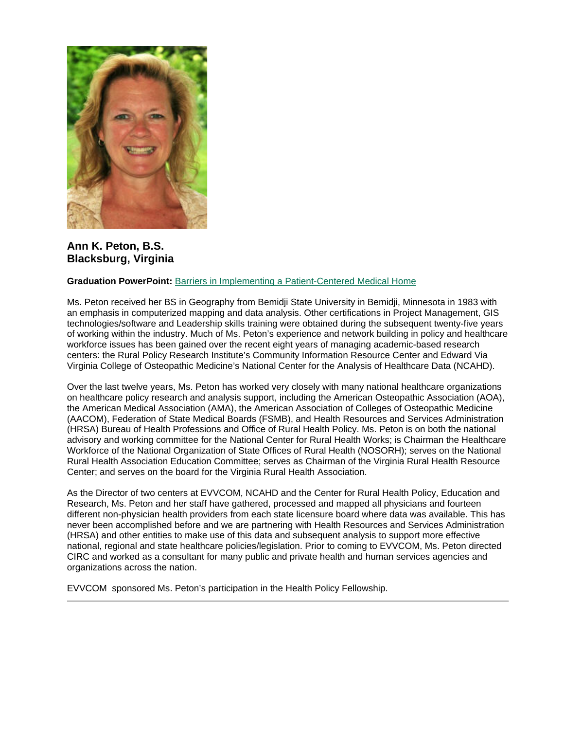### Ann K. Peton, B.S.
### Blacksburg, Virginia

**Graduation PowerPoint:** Barriers in Implementing a Patient-Centered Medical Home

Ms. Peton received her BS in Geography from Bemidji State University in Bemidji, Minnesota in 1983 with an emphasis in computerized mapping and data analysis. Other certifications in Project Management, GIS technologies/software and Leadership skills training were obtained during the subsequent twenty-five years of working within the industry. Much of Ms. Peton's experience and network building in policy and healthcare workforce issues has been gained over the recent eight years of managing academic-based research centers: the Rural Policy Research Institute's Community Information Resource Center and Edward Via Virginia College of Osteopathic Medicine's National Center for the Analysis of Healthcare Data (NCAHD).

Over the last twelve years, Ms. Peton has worked very closely with many national healthcare organizations on healthcare policy research and analysis support, including the American Osteopathic Association (AOA), the American Medical Association (AMA), the American Association of Colleges of Osteopathic Medicine (AACOM), Federation of State Medical Boards (FSMB), and Health Resources and Services Administration (HRSA) Bureau of Health Professions and Office of Rural Health Policy. Ms. Peton is on both the national advisory and working committee for the National Center for Rural Health Works; is Chairman the Healthcare Workforce of the National Organization of State Offices of Rural Health (NOSORH); serves on the National Rural Health Association Education Committee; serves as Chairman of the Virginia Rural Health Resource Center; and serves on the board for the Virginia Rural Health Association.

As the Director of two centers at EVVCOM, NCAHD and the Center for Rural Health Policy, Education and Research, Ms. Peton and her staff have gathered, processed and mapped all physicians and fourteen different non-physician health providers from each state licensure board where data was available. This has never been accomplished before and we are partnering with Health Resources and Services Administration (HRSA) and other entities to make use of this data and subsequent analysis to support more effective national, regional and state healthcare policies/legislation. Prior to coming to EVVCOM, Ms. Peton directed CIRC and worked as a consultant for many public and private health and human services agencies and organizations across the nation.

EVVCOM sponsored Ms. Peton's participation in the Health Policy Fellowship.

---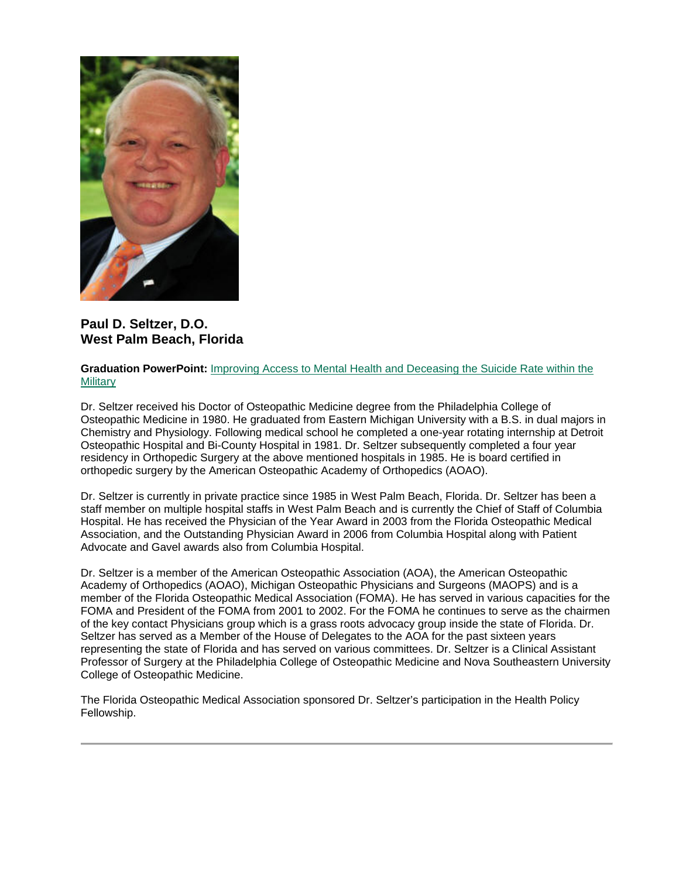**Paul D. Seltzer, D.O.**
**West Palm Beach, Florida**

**Graduation PowerPoint:** Improving Access to Mental Health and Deceasing the Suicide Rate within the Military

Dr. Seltzer received his Doctor of Osteopathic Medicine degree from the Philadelphia College of Osteopathic Medicine in 1980. He graduated from Eastern Michigan University with a B.S. in dual majors in Chemistry and Physiology. Following medical school he completed a one-year rotating internship at Detroit Osteopathic Hospital and Bi-County Hospital in 1981. Dr. Seltzer subsequently completed a four year residency in Orthopedic Surgery at the above mentioned hospitals in 1985. He is board certified in orthopedic surgery by the American Osteopathic Academy of Orthopedics (AOAO).

Dr. Seltzer is currently in private practice since 1985 in West Palm Beach, Florida. Dr. Seltzer has been a staff member on multiple hospital staffs in West Palm Beach and is currently the Chief of Staff of Columbia Hospital. He has received the Physician of the Year Award in 2003 from the Florida Osteopathic Medical Association, and the Outstanding Physician Award in 2006 from Columbia Hospital along with Patient Advocate and Gavel awards also from Columbia Hospital.

Dr. Seltzer is a member of the American Osteopathic Association (AOA), the American Osteopathic Academy of Orthopedics (AOAO), Michigan Osteopathic Physicians and Surgeons (MAOPS) and is a member of the Florida Osteopathic Medical Association (FOMA). He has served in various capacities for the FOMA and President of the FOMA from 2001 to 2002. For the FOMA he continues to serve as the chairmen of the key contact Physicians group which is a grass roots advocacy group inside the state of Florida. Dr. Seltzer has served as a Member of the House of Delegates to the AOA for the past sixteen years representing the state of Florida and has served on various committees. Dr. Seltzer is a Clinical Assistant Professor of Surgery at the Philadelphia College of Osteopathic Medicine and Nova Southeastern University College of Osteopathic Medicine.

The Florida Osteopathic Medical Association sponsored Dr. Seltzer's participation in the Health Policy Fellowship.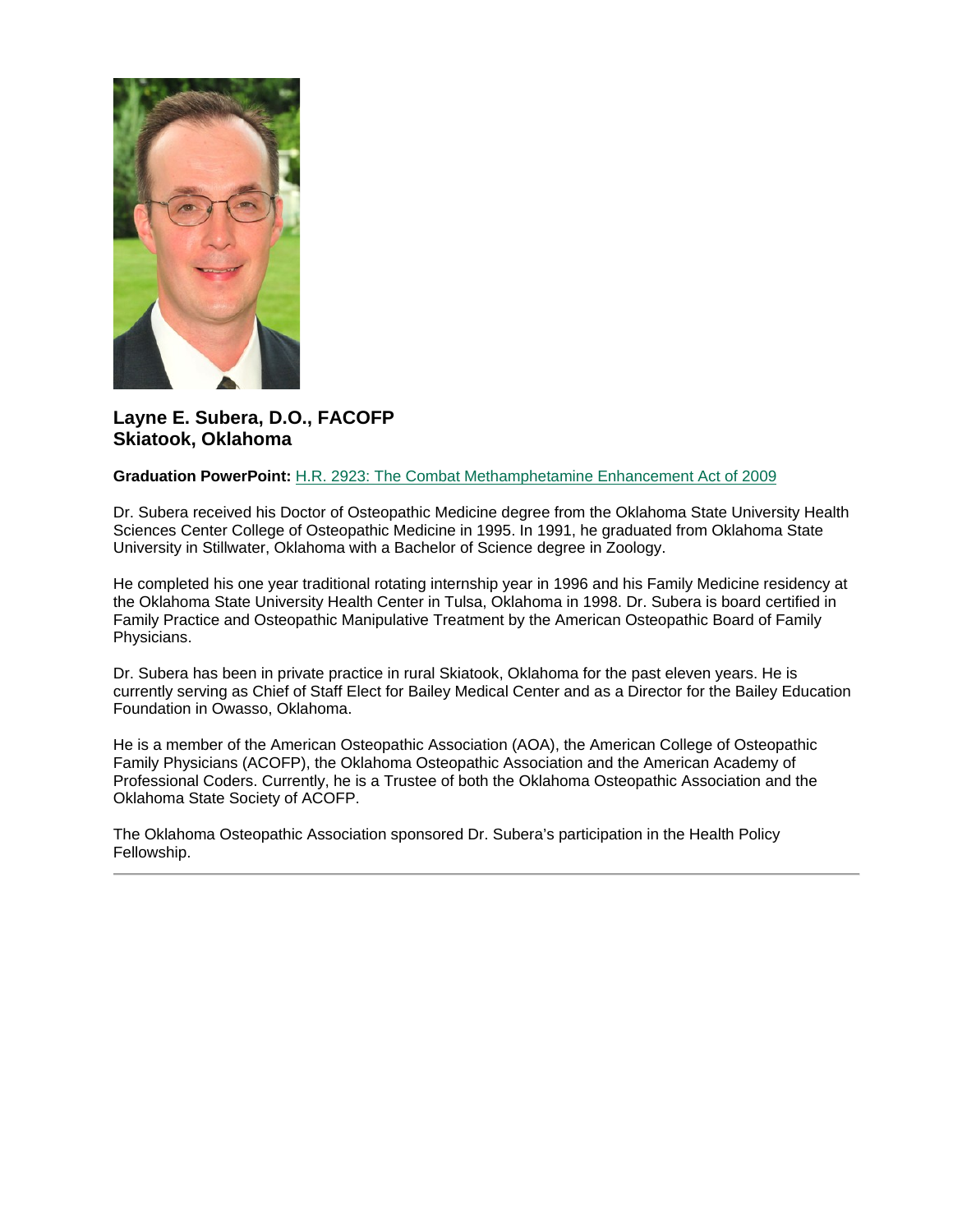### Layne E. Subera, D.O., FACOFP
### Skiatook, Oklahoma

**Graduation PowerPoint:** H.R. 2923: The Combat Methamphetamine Enhancement Act of 2009

Dr. Subera received his Doctor of Osteopathic Medicine degree from the Oklahoma State University Health Sciences Center College of Osteopathic Medicine in 1995. In 1991, he graduated from Oklahoma State University in Stillwater, Oklahoma with a Bachelor of Science degree in Zoology.

He completed his one year traditional rotating internship year in 1996 and his Family Medicine residency at the Oklahoma State University Health Center in Tulsa, Oklahoma in 1998. Dr. Subera is board certified in Family Practice and Osteopathic Manipulative Treatment by the American Osteopathic Board of Family Physicians.

Dr. Subera has been in private practice in rural Skiatook, Oklahoma for the past eleven years. He is currently serving as Chief of Staff Elect for Bailey Medical Center and as a Director for the Bailey Education Foundation in Owasso, Oklahoma.

He is a member of the American Osteopathic Association (AOA), the American College of Osteopathic Family Physicians (ACOFP), the Oklahoma Osteopathic Association and the American Academy of Professional Coders. Currently, he is a Trustee of both the Oklahoma Osteopathic Association and the Oklahoma State Society of ACOFP.

The Oklahoma Osteopathic Association sponsored Dr. Subera's participation in the Health Policy Fellowship.

---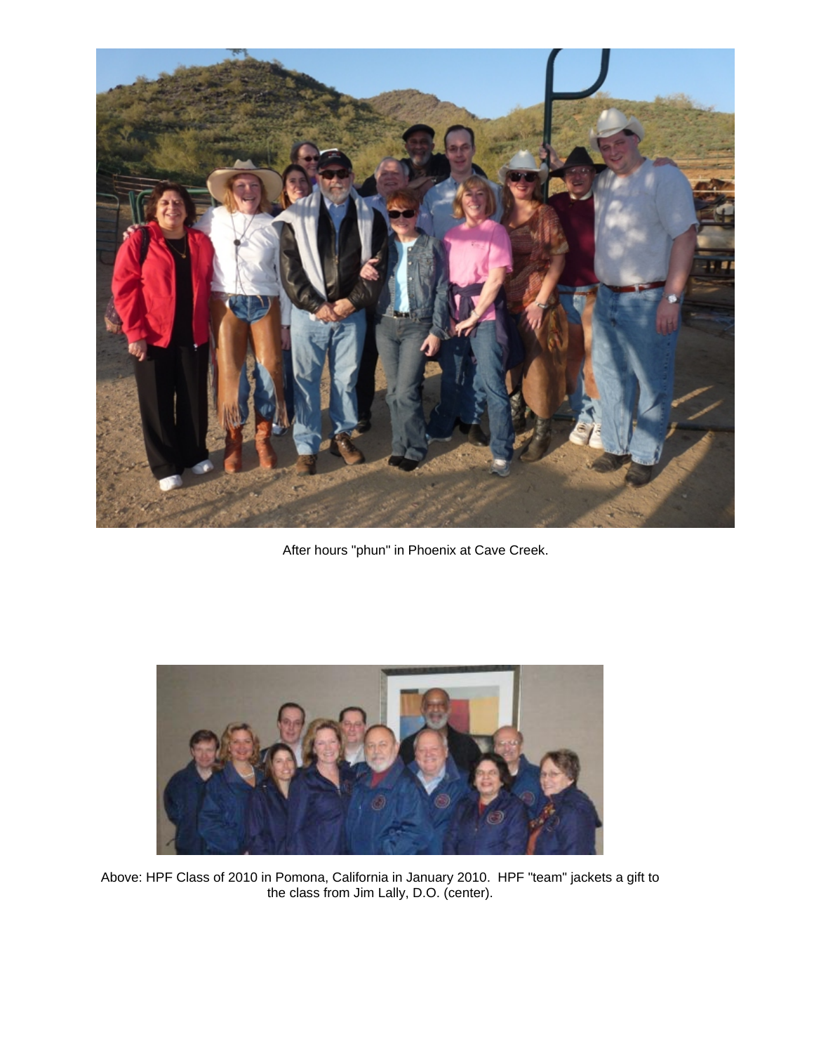After hours "phun" in Phoenix at Cave Creek.

Above: HPF Class of 2010 in Pomona, California in January 2010. HPF "team" jackets a gift to the class from Jim Lally, D.O. (center).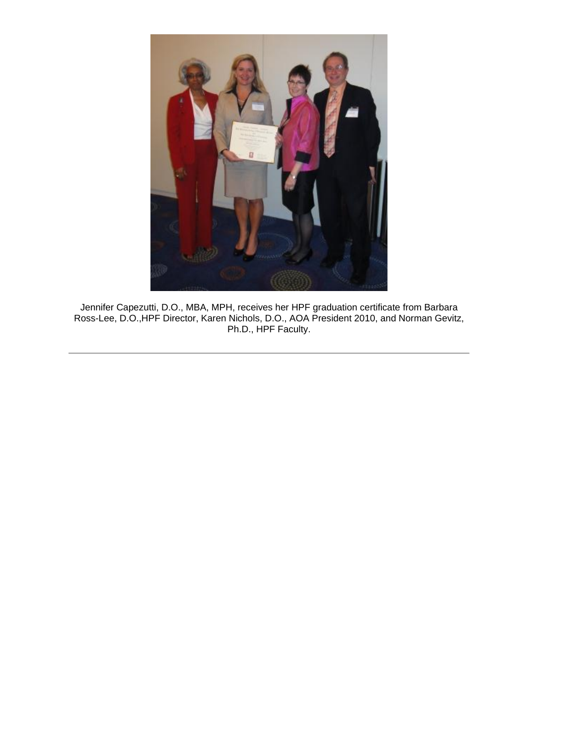Jennifer Capezutti, D.O., MBA, MPH, receives her HPF graduation certificate from Barbara Ross-Lee, D.O.,HPF Director, Karen Nichols, D.O., AOA President 2010, and Norman Gevitz, Ph.D., HPF Faculty.

---